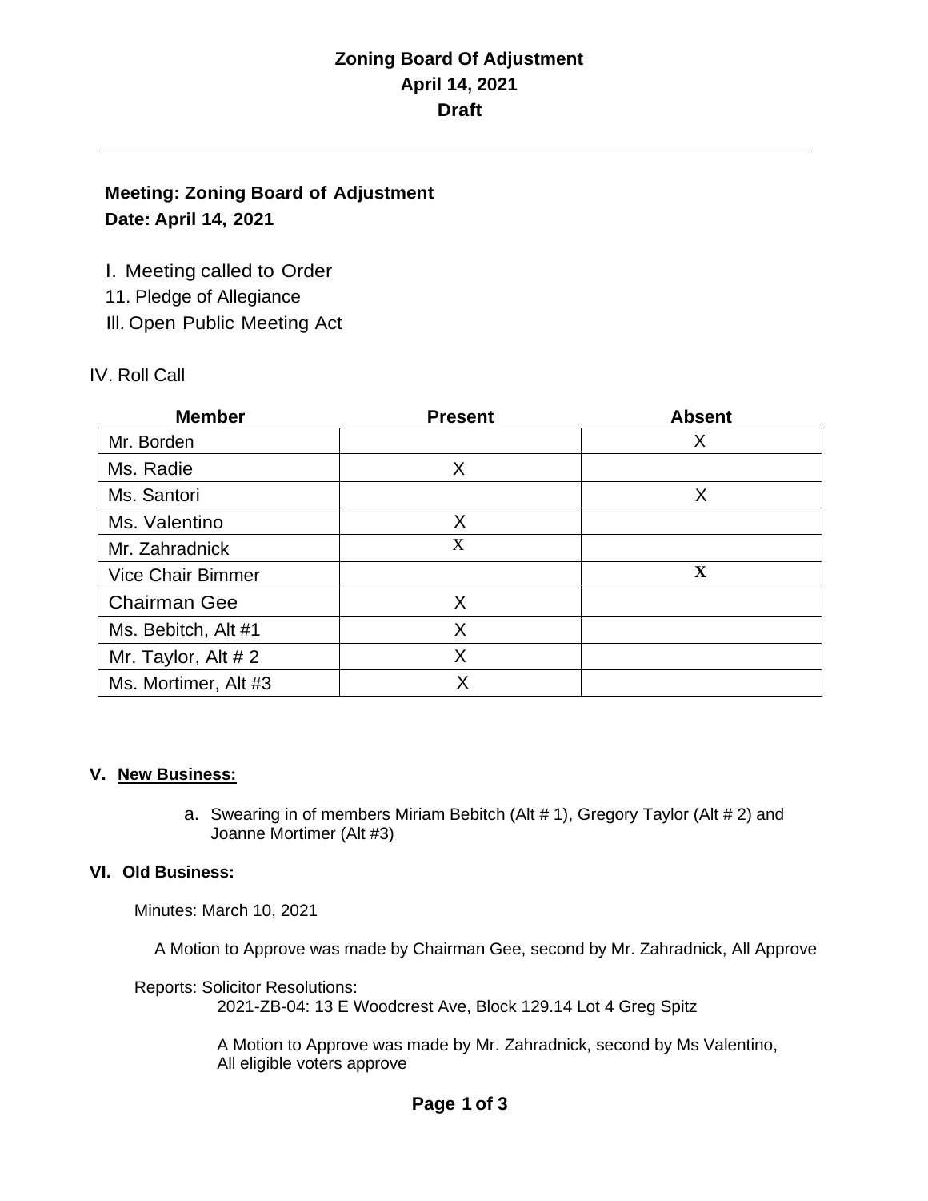# Zoning Board Of Adjustment
## April 14, 2021
## Draft

---

**Meeting: Zoning Board of Adjustment**
**Date: April 14, 2021**

I. Meeting called to Order
11. Pledge of Allegiance
Ill. Open Public Meeting Act

IV. Roll Call

| Member | Present | Absent |
|---|---|---|
| Mr. Borden | | X |
| Ms. Radie | X | |
| Ms. Santori | | X |
| Ms. Valentino | X | |
| Mr. Zahradnick | X | |
| Vice Chair Bimmer | | X |
| Chairman Gee | X | |
| Ms. Bebitch, Alt #1 | X | |
| Mr. Taylor, Alt # 2 | X | |
| Ms. Mortimer, Alt #3 | X | |

### V. New Business:

a. Swearing in of members Miriam Bebitch (Alt # 1), Gregory Taylor (Alt # 2) and Joanne Mortimer (Alt #3)

### VI. Old Business:

Minutes: March 10, 2021

A Motion to Approve was made by Chairman Gee, second by Mr. Zahradnick, All Approve

Reports: Solicitor Resolutions:
2021-ZB-04: 13 E Woodcrest Ave, Block 129.14 Lot 4 Greg Spitz

A Motion to Approve was made by Mr. Zahradnick, second by Ms Valentino, All eligible voters approve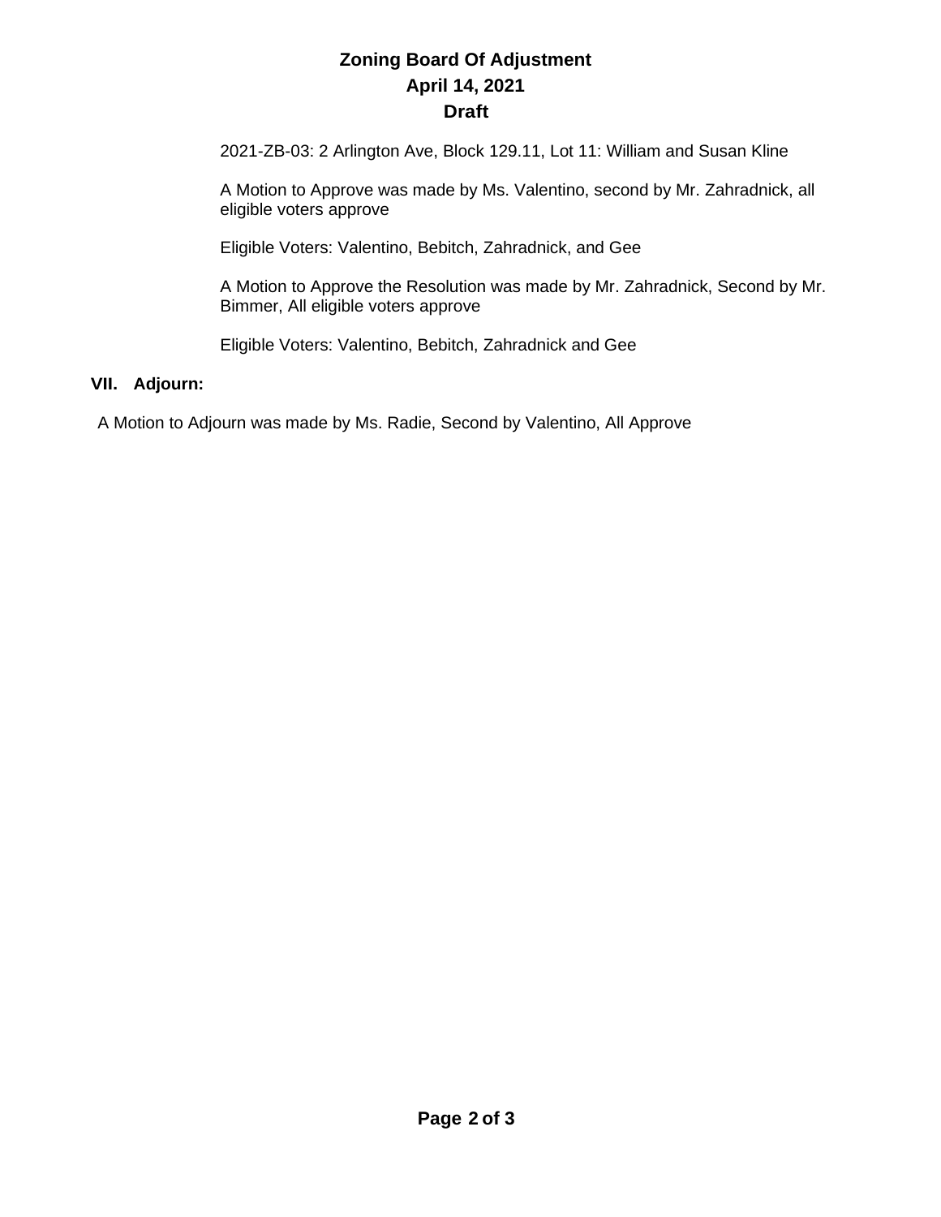2021-ZB-03: 2 Arlington Ave, Block 129.11, Lot 11: William and Susan Kline

A Motion to Approve was made by Ms. Valentino, second by Mr. Zahradnick, all eligible voters approve

Eligible Voters: Valentino, Bebitch, Zahradnick, and Gee

A Motion to Approve the Resolution was made by Mr. Zahradnick, Second by Mr. Bimmer, All eligible voters approve

Eligible Voters: Valentino, Bebitch, Zahradnick and Gee

## VII. Adjourn:

A Motion to Adjourn was made by Ms. Radie, Second by Valentino, All Approve